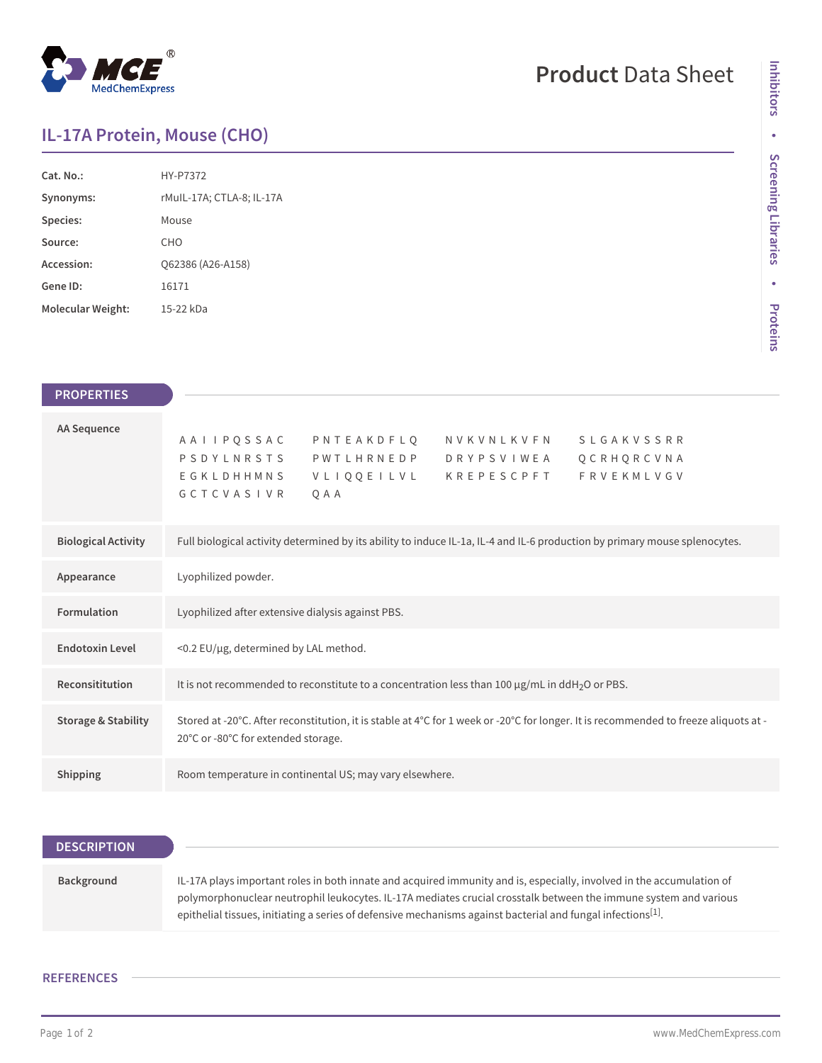# Product Data Sheet

## IL-17A Protein, Mouse (CHO)

| | |
|---|---|
| **Cat. No.:** | HY-P7372 |
| **Synonyms:** | rMuIL-17A; CTLA-8; IL-17A |
| **Species:** | Mouse |
| **Source:** | CHO |
| **Accession:** | Q62386 (A26-A158) |
| **Gene ID:** | 16171 |
| **Molecular Weight:** | 15-22 kDa |

## PROPERTIES

| | |
|---|---|
| **AA Sequence** | AAIIPQSSAC PNTEAKDFLQ NVKVNLKVFN SLGAKVSSRR PSDYLNRSTS PWTLHRNEDP DRYPSVIWEA QCRHQRCVNA EGKLDHHMNS VLIQQEILVL KREPESCPFT FRVEKMLVGV GCTCVASIVR QAA |
| **Biological Activity** | Full biological activity determined by its ability to induce IL-1a, IL-4 and IL-6 production by primary mouse splenocytes. |
| **Appearance** | Lyophilized powder. |
| **Formulation** | Lyophilized after extensive dialysis against PBS. |
| **Endotoxin Level** | <0.2 EU/μg, determined by LAL method. |
| **Reconsititution** | It is not recommended to reconstitute to a concentration less than 100 μg/mL in $ddH_2O$ or PBS. |
| **Storage & Stability** | Stored at -20°C. After reconstitution, it is stable at 4°C for 1 week or -20°C for longer. It is recommended to freeze aliquots at -20°C or -80°C for extended storage. |
| **Shipping** | Room temperature in continental US; may vary elsewhere. |

## DESCRIPTION

| | |
|---|---|
| **Background** | IL-17A plays important roles in both innate and acquired immunity and is, especially, involved in the accumulation of polymorphonuclear neutrophil leukocytes. IL-17A mediates crucial crosstalk between the immune system and various epithelial tissues, initiating a series of defensive mechanisms against bacterial and fungal infections[1]. |

## REFERENCES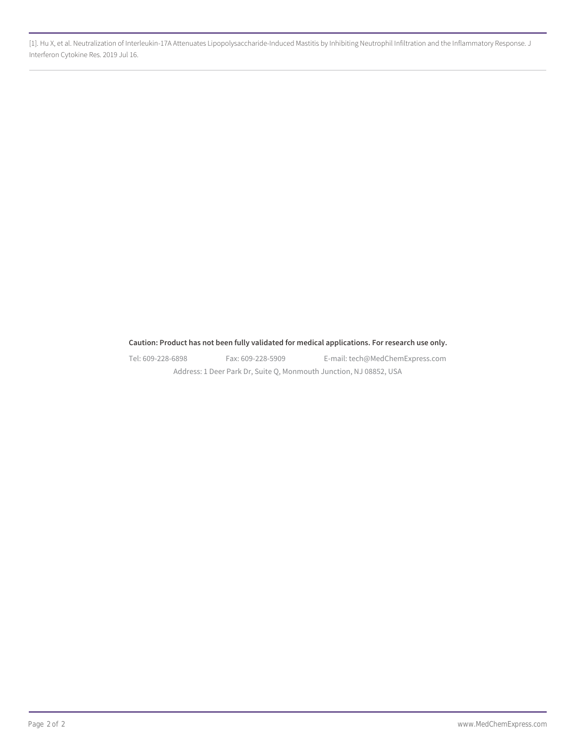[1]. Hu X, et al. Neutralization of Interleukin-17A Attenuates Lipopolysaccharide-Induced Mastitis by Inhibiting Neutrophil Infiltration and the Inflammatory Response. J Interferon Cytokine Res. 2019 Jul 16.

**Caution: Product has not been fully validated for medical applications. For research use only.**

Tel: 609-228-6898 Fax: 609-228-5909 E-mail: tech@MedChemExpress.com

Address: 1 Deer Park Dr, Suite Q, Monmouth Junction, NJ 08852, USA